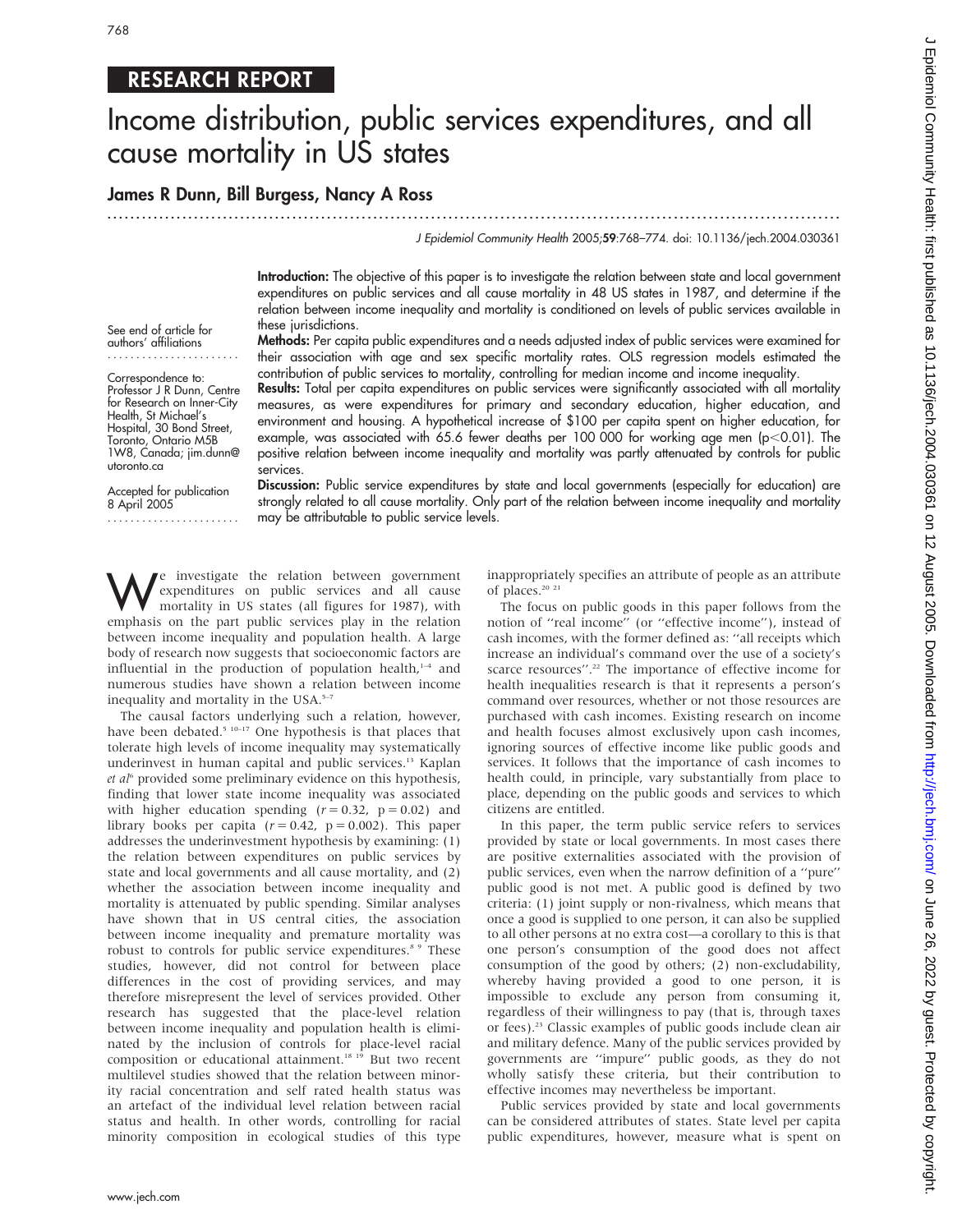## RESEARCH REPORT

# Income distribution, public services expenditures, and all cause mortality in US states

**James R Dunn, Bill Burgess, Nancy A Ross**

J Epidemiol Community Health 2005;59:768–774. doi: 10.1136/jech.2004.030361

See end of article for authors' affiliations

Correspondence to: Professor J R Dunn, Centre for Research on Inner-City Health, St Michael's Hospital, 30 Bond Street, Toronto, Ontario M5B 1W8, Canada; jim.dunn@utoronto.ca

Accepted for publication 8 April 2005

**Introduction:** The objective of this paper is to investigate the relation between state and local government expenditures on public services and all cause mortality in 48 US states in 1987, and determine if the relation between income inequality and mortality is conditioned on levels of public services available in these jurisdictions.

**Methods:** Per capita public expenditures and a needs adjusted index of public services were examined for their association with age and sex specific mortality rates. OLS regression models estimated the contribution of public services to mortality, controlling for median income and income inequality.

**Results:** Total per capita expenditures on public services were significantly associated with all mortality measures, as were expenditures for primary and secondary education, higher education, and environment and housing. A hypothetical increase of \$100 per capita spent on higher education, for example, was associated with 65.6 fewer deaths per 100 000 for working age men ($p<0.01$). The positive relation between income inequality and mortality was partly attenuated by controls for public services.

**Discussion:** Public service expenditures by state and local governments (especially for education) are strongly related to all cause mortality. Only part of the relation between income inequality and mortality may be attributable to public service levels.

We investigate the relation between government expenditures on public services and all cause mortality in US states (all figures for 1987), with emphasis on the part public services play in the relation between income inequality and population health. A large body of research now suggests that socioeconomic factors are influential in the production of population health,[1–4] and numerous studies have shown a relation between income inequality and mortality in the USA.[5–7]

The causal factors underlying such a relation, however, have been debated.[5 10–17] One hypothesis is that places that tolerate high levels of income inequality may systematically underinvest in human capital and public services.[13] Kaplan *et al*[6] provided some preliminary evidence on this hypothesis, finding that lower state income inequality was associated with higher education spending ($r = 0.32$, $p = 0.02$) and library books per capita ($r = 0.42$, $p = 0.002$). This paper addresses the underinvestment hypothesis by examining: (1) the relation between expenditures on public services by state and local governments and all cause mortality, and (2) whether the association between income inequality and mortality is attenuated by public spending. Similar analyses have shown that in US central cities, the association between income inequality and premature mortality was robust to controls for public service expenditures.[8 9] These studies, however, did not control for between place differences in the cost of providing services, and may therefore misrepresent the level of services provided. Other research has suggested that the place-level relation between income inequality and population health is eliminated by the inclusion of controls for place-level racial composition or educational attainment.[18 19] But two recent multilevel studies showed that the relation between minority racial concentration and self rated health status was an artefact of the individual level relation between racial status and health. In other words, controlling for racial minority composition in ecological studies of this type inappropriately specifies an attribute of people as an attribute of places.[20 21]

The focus on public goods in this paper follows from the notion of "real income" (or "effective income"), instead of cash incomes, with the former defined as: "all receipts which increase an individual's command over the use of a society's scarce resources".[22] The importance of effective income for health inequalities research is that it represents a person's command over resources, whether or not those resources are purchased with cash incomes. Existing research on income and health focuses almost exclusively upon cash incomes, ignoring sources of effective income like public goods and services. It follows that the importance of cash incomes to health could, in principle, vary substantially from place to place, depending on the public goods and services to which citizens are entitled.

In this paper, the term public service refers to services provided by state or local governments. In most cases there are positive externalities associated with the provision of public services, even when the narrow definition of a "pure" public good is not met. A public good is defined by two criteria: (1) joint supply or non-rivalness, which means that once a good is supplied to one person, it can also be supplied to all other persons at no extra cost—a corollary to this is that one person's consumption of the good does not affect consumption of the good by others; (2) non-excludability, whereby having provided a good to one person, it is impossible to exclude any person from consuming it, regardless of their willingness to pay (that is, through taxes or fees).[23] Classic examples of public goods include clean air and military defence. Many of the public services provided by governments are "impure" public goods, as they do not wholly satisfy these criteria, but their contribution to effective incomes may nevertheless be important.

Public services provided by state and local governments can be considered attributes of states. State level per capita public expenditures, however, measure what is spent on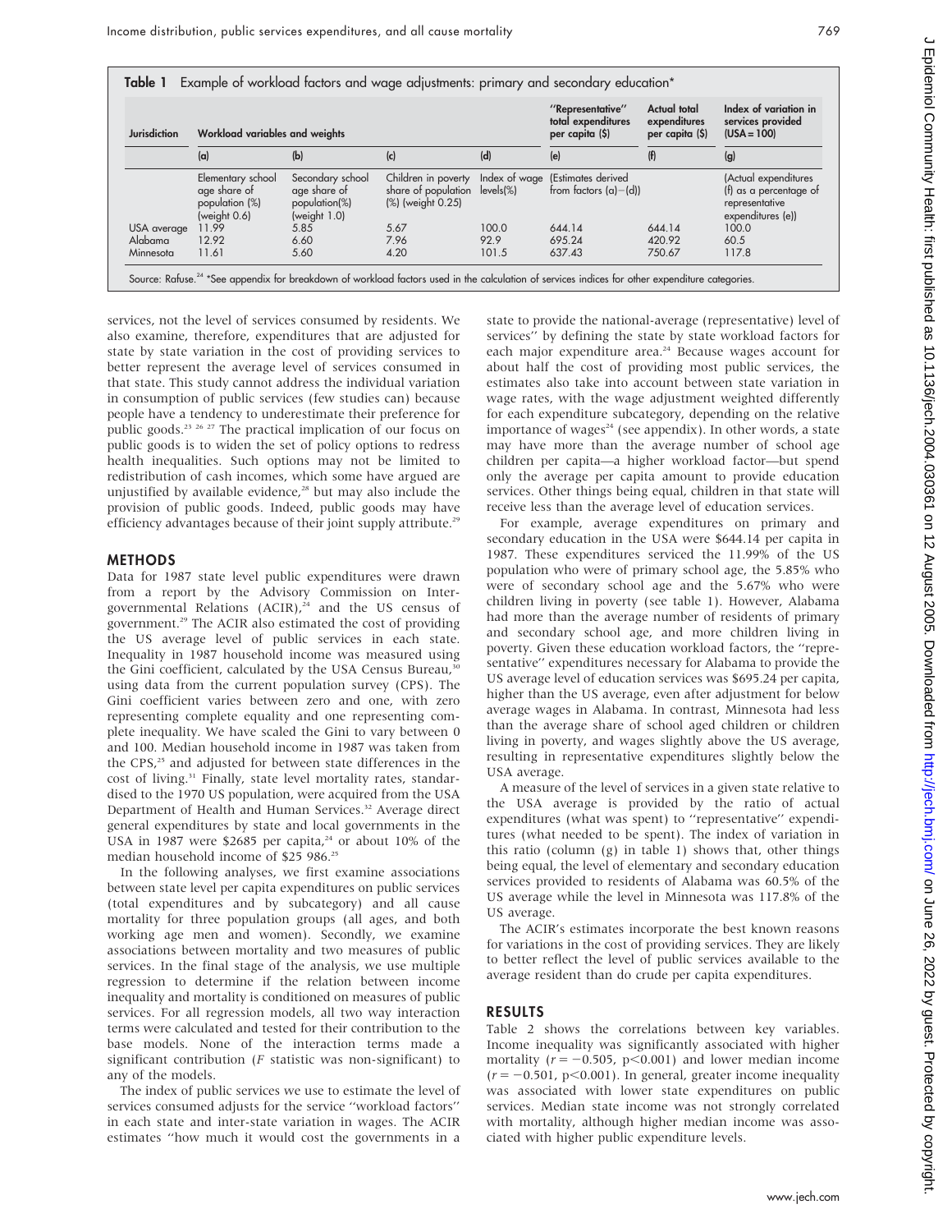**Table 1** Example of workload factors and wage adjustments: primary and secondary education*

| Jurisdiction | Workload variables and weights | | | | "Representative" total expenditures per capita ($) | Actual total expenditures per capita ($) | Index of variation in services provided (USA = 100) |
|---|---|---|---|---|---|---|---|
| | (a) | (b) | (c) | (d) | (e) | (f) | (g) |
| | Elementary school age share of population (%) (weight 0.6) | Secondary school age share of population(%) (weight 1.0) | Children in poverty share of population (%) (weight 0.25) | Index of wage levels(%) | (Estimates derived from factors (a)−(d)) | | (Actual expenditures (f) as a percentage of representative expenditures (e)) |
| USA average | 11.99 | 5.85 | 5.67 | 100.0 | 644.14 | 644.14 | 100.0 |
| Alabama | 12.92 | 6.60 | 7.96 | 92.9 | 695.24 | 420.92 | 60.5 |
| Minnesota | 11.61 | 5.60 | 4.20 | 101.5 | 637.43 | 750.67 | 117.8 |

Source: Rafuse.[24] *See appendix for breakdown of workload factors used in the calculation of services indices for other expenditure categories.

services, not the level of services consumed by residents. We also examine, therefore, expenditures that are adjusted for state by state variation in the cost of providing services to better represent the average level of services consumed in that state. This study cannot address the individual variation in consumption of public services (few studies can) because people have a tendency to underestimate their preference for public goods.[23 26 27] The practical implication of our focus on public goods is to widen the set of policy options to redress health inequalities. Such options may not be limited to redistribution of cash incomes, which some have argued are unjustified by available evidence,[28] but may also include the provision of public goods. Indeed, public goods may have efficiency advantages because of their joint supply attribute.[29]

## METHODS

Data for 1987 state level public expenditures were drawn from a report by the Advisory Commission on Intergovernmental Relations (ACIR),[24] and the US census of government.[29] The ACIR also estimated the cost of providing the US average level of public services in each state. Inequality in 1987 household income was measured using the Gini coefficient, calculated by the USA Census Bureau,[30] using data from the current population survey (CPS). The Gini coefficient varies between zero and one, with zero representing complete equality and one representing complete inequality. We have scaled the Gini to vary between 0 and 100. Median household income in 1987 was taken from the CPS,[25] and adjusted for between state differences in the cost of living.[31] Finally, state level mortality rates, standardised to the 1970 US population, were acquired from the USA Department of Health and Human Services.[32] Average direct general expenditures by state and local governments in the USA in 1987 were $2685 per capita,[24] or about 10% of the median household income of $25 986.[25]

In the following analyses, we first examine associations between state level per capita expenditures on public services (total expenditures and by subcategory) and all cause mortality for three population groups (all ages, and both working age men and women). Secondly, we examine associations between mortality and two measures of public services. In the final stage of the analysis, we use multiple regression to determine if the relation between income inequality and mortality is conditioned on measures of public services. For all regression models, all two way interaction terms were calculated and tested for their contribution to the base models. None of the interaction terms made a significant contribution (*F* statistic was non-significant) to any of the models.

The index of public services we use to estimate the level of services consumed adjusts for the service "workload factors" in each state and inter-state variation in wages. The ACIR estimates "how much it would cost the governments in a state to provide the national-average (representative) level of services" by defining the state by state workload factors for each major expenditure area.[24] Because wages account for about half the cost of providing most public services, the estimates also take into account between state variation in wage rates, with the wage adjustment weighted differently for each expenditure subcategory, depending on the relative importance of wages[24] (see appendix). In other words, a state may have more than the average number of school age children per capita—a higher workload factor—but spend only the average per capita amount to provide education services. Other things being equal, children in that state will receive less than the average level of education services.

For example, average expenditures on primary and secondary education in the USA were $644.14 per capita in 1987. These expenditures serviced the 11.99% of the US population who were of primary school age, the 5.85% who were of secondary school age and the 5.67% who were children living in poverty (see table 1). However, Alabama had more than the average number of residents of primary and secondary school age, and more children living in poverty. Given these education workload factors, the "representative" expenditures necessary for Alabama to provide the US average level of education services was $695.24 per capita, higher than the US average, even after adjustment for below average wages in Alabama. In contrast, Minnesota had less than the average share of school aged children or children living in poverty, and wages slightly above the US average, resulting in representative expenditures slightly below the USA average.

A measure of the level of services in a given state relative to the USA average is provided by the ratio of actual expenditures (what was spent) to "representative" expenditures (what needed to be spent). The index of variation in this ratio (column (g) in table 1) shows that, other things being equal, the level of elementary and secondary education services provided to residents of Alabama was 60.5% of the US average while the level in Minnesota was 117.8% of the US average.

The ACIR's estimates incorporate the best known reasons for variations in the cost of providing services. They are likely to better reflect the level of public services available to the average resident than do crude per capita expenditures.

## RESULTS

Table 2 shows the correlations between key variables. Income inequality was significantly associated with higher mortality ($r = -0.505$, $p<0.001$) and lower median income ($r = -0.501$, $p<0.001$). In general, greater income inequality was associated with lower state expenditures on public services. Median state income was not strongly correlated with mortality, although higher median income was associated with higher public expenditure levels.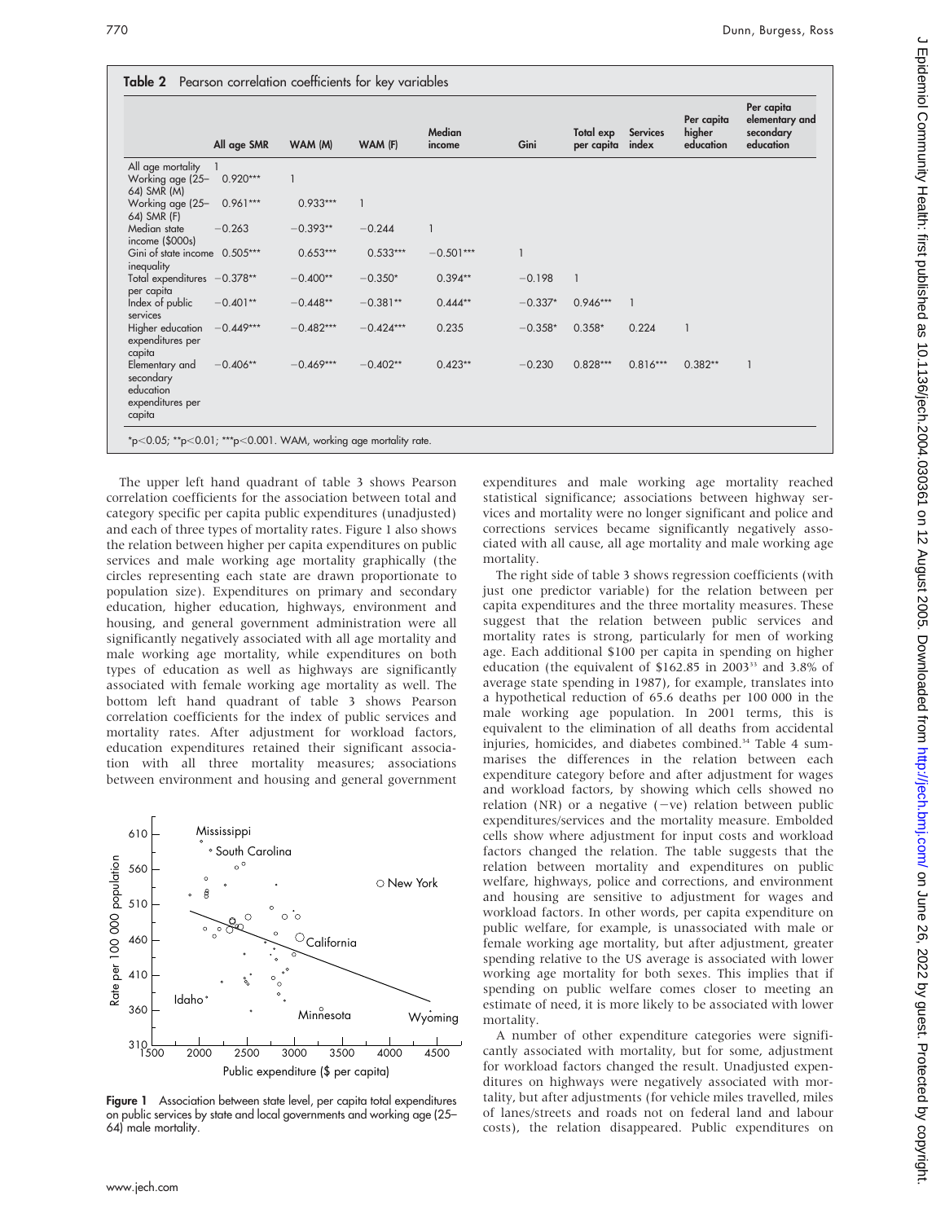**Table 2** Pearson correlation coefficients for key variables

| | All age SMR | WAM (M) | WAM (F) | Median income | Gini | Total exp per capita | Services index | Per capita higher education | Per capita elementary and secondary education |
|---|---|---|---|---|---|---|---|---|---|
| All age mortality | 1 | | | | | | | | |
| Working age (25–64) SMR (M) | 0.920*** | 1 | | | | | | | |
| Working age (25–64) SMR (F) | 0.961*** | 0.933*** | 1 | | | | | | |
| Median state income ($000s) | −0.263 | −0.393** | −0.244 | 1 | | | | | |
| Gini of state income inequality | 0.505*** | 0.653*** | 0.533*** | −0.501*** | 1 | | | | |
| Total expenditures per capita | −0.378** | −0.400** | −0.350* | 0.394** | −0.198 | 1 | | | |
| Index of public services | −0.401** | −0.448** | −0.381** | 0.444** | −0.337* | 0.946*** | 1 | | |
| Higher education expenditures per capita | −0.449*** | −0.482*** | −0.424*** | 0.235 | −0.358* | 0.358* | 0.224 | 1 | |
| Elementary and secondary education expenditures per capita | −0.406** | −0.469*** | −0.402** | 0.423** | −0.230 | 0.828*** | 0.816*** | 0.382** | 1 |

*p<0.05; **p<0.01; ***p<0.001. WAM, working age mortality rate.

The upper left hand quadrant of table 3 shows Pearson correlation coefficients for the association between total and category specific per capita public expenditures (unadjusted) and each of three types of mortality rates. Figure 1 also shows the relation between higher per capita expenditures on public services and male working age mortality graphically (the circles representing each state are drawn proportionate to population size). Expenditures on primary and secondary education, higher education, highways, environment and housing, and general government administration were all significantly negatively associated with all age mortality and male working age mortality, while expenditures on both types of education as well as highways are significantly associated with female working age mortality as well. The bottom left hand quadrant of table 3 shows Pearson correlation coefficients for the index of public services and mortality rates. After adjustment for workload factors, education expenditures retained their significant association with all three mortality measures; associations between environment and housing and general government expenditures and male working age mortality reached statistical significance; associations between highway services and mortality were no longer significant and police and corrections services became significantly negatively associated with all cause, all age mortality and male working age mortality.

**Figure 1** Association between state level, per capita total expenditures on public services by state and local governments and working age (25–64) male mortality.

The right side of table 3 shows regression coefficients (with just one predictor variable) for the relation between per capita expenditures and the three mortality measures. These suggest that the relation between public services and mortality rates is strong, particularly for men of working age. Each additional $100 per capita in spending on higher education (the equivalent of $162.85 in 2003[33] and 3.8% of average state spending in 1987), for example, translates into a hypothetical reduction of 65.6 deaths per 100 000 in the male working age population. In 2001 terms, this is equivalent to the elimination of all deaths from accidental injuries, homicides, and diabetes combined.[34] Table 4 summarises the differences in the relation between each expenditure category before and after adjustment for wages and workload factors, by showing which cells showed no relation (NR) or a negative (−ve) relation between public expenditures/services and the mortality measure. Embolded cells show where adjustment for input costs and workload factors changed the relation. The table suggests that the relation between mortality and expenditures on public welfare, highways, police and corrections, and environment and housing are sensitive to adjustment for wages and workload factors. In other words, per capita expenditure on public welfare, for example, is unassociated with male or female working age mortality, but after adjustment, greater spending relative to the US average is associated with lower working age mortality for both sexes. This implies that if spending on public welfare comes closer to meeting an estimate of need, it is more likely to be associated with lower mortality.

A number of other expenditure categories were significantly associated with mortality, but for some, adjustment for workload factors changed the result. Unadjusted expenditures on highways were negatively associated with mortality, but after adjustments (for vehicle miles travelled, miles of lanes/streets and roads not on federal land and labour costs), the relation disappeared. Public expenditures on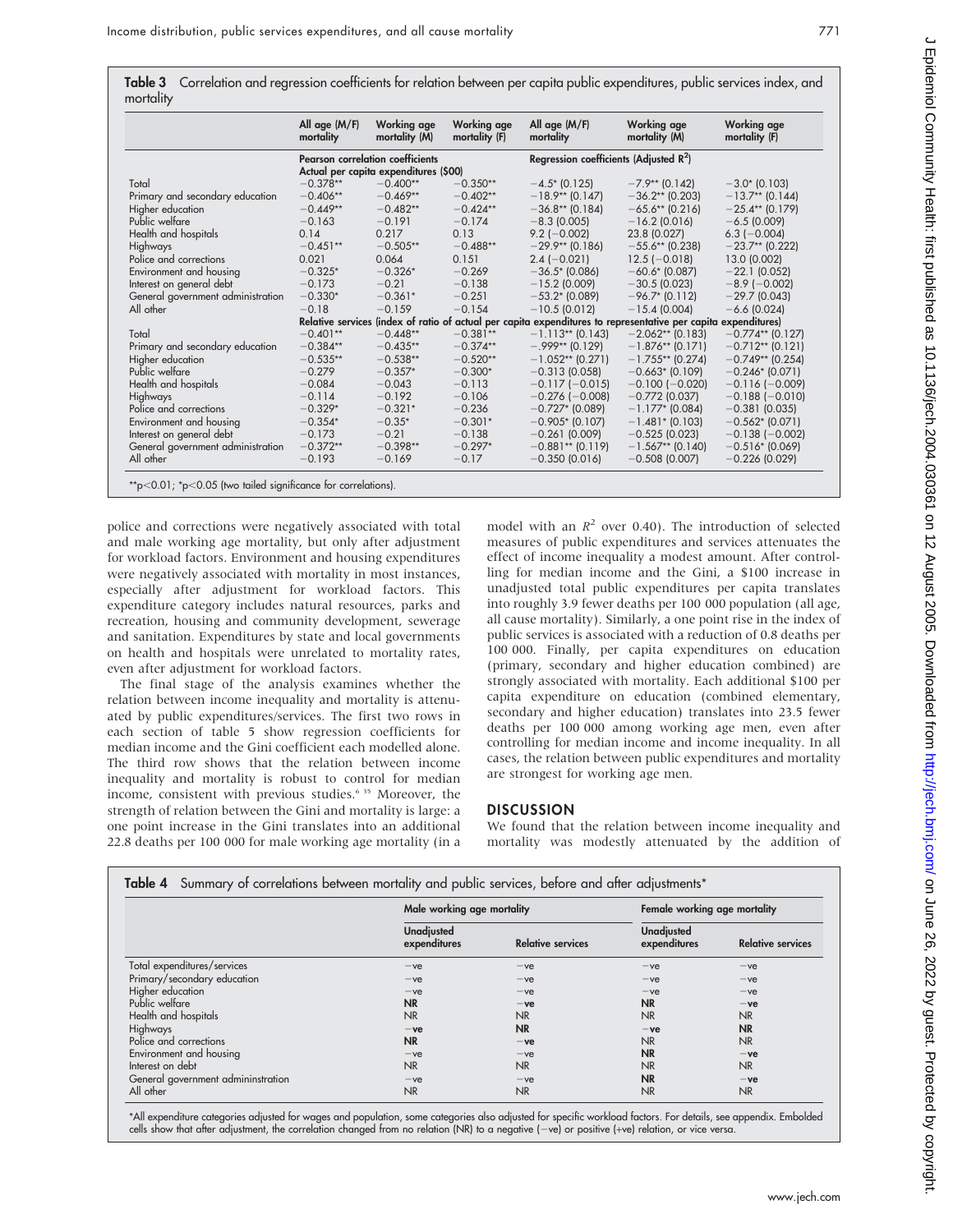**Table 3** Correlation and regression coefficients for relation between per capita public expenditures, public services index, and mortality

| | All age (M/F) mortality | Working age mortality (M) | Working age mortality (F) | All age (M/F) mortality | Working age mortality (M) | Working age mortality (F) |
|---|---|---|---|---|---|---|
| | Pearson correlation coefficients | | | Regression coefficients (Adjusted $R^2$) | | |
| | Actual per capita expenditures ($00) | | | | | |
| Total | −0.378** | −0.400** | −0.350** | −4.5* (0.125) | −7.9** (0.142) | −3.0* (0.103) |
| Primary and secondary education | −0.406** | −0.469** | −0.402** | −18.9** (0.147) | −36.2** (0.203) | −13.7** (0.144) |
| Higher education | −0.449** | −0.482** | −0.424** | −36.8** (0.184) | −65.6** (0.216) | −25.4** (0.179) |
| Public welfare | −0.163 | −0.191 | −0.174 | −8.3 (0.005) | −16.2 (0.016) | −6.5 (0.009) |
| Health and hospitals | 0.14 | 0.217 | 0.13 | 9.2 (−0.002) | 23.8 (0.027) | 6.3 (−0.004) |
| Highways | −0.451** | −0.505** | −0.488** | −29.9** (0.186) | −55.6** (0.238) | −23.7** (0.222) |
| Police and corrections | 0.021 | 0.064 | 0.151 | 2.4 (−0.021) | 12.5 (−0.018) | 13.0 (0.002) |
| Environment and housing | −0.325* | −0.326* | −0.269 | −36.5* (0.086) | −60.6* (0.087) | −22.1 (0.052) |
| Interest on general debt | −0.173 | −0.21 | −0.138 | −15.2 (0.009) | −30.5 (0.023) | −8.9 (−0.002) |
| General government administration | −0.330* | −0.361* | −0.251 | −53.2* (0.089) | −96.7* (0.112) | −29.7 (0.043) |
| All other | −0.18 | −0.159 | −0.154 | −10.5 (0.012) | −15.4 (0.004) | −6.6 (0.024) |
| | Relative services (index of ratio of actual per capita expenditures to representative per capita expenditures) | | | | | |
| Total | −0.401** | −0.448** | −0.381** | −1.113** (0.143) | −2.062** (0.183) | −0.774** (0.127) |
| Primary and secondary education | −0.384** | −0.435** | −0.374** | −.999** (0.129) | −1.876** (0.171) | −0.712** (0.121) |
| Higher education | −0.535** | −0.538** | −0.520** | −1.052** (0.271) | −1.755** (0.274) | −0.749** (0.254) |
| Public welfare | −0.279 | −0.357* | −0.300* | −0.313 (0.058) | −0.663* (0.109) | −0.246* (0.071) |
| Health and hospitals | −0.084 | −0.043 | −0.113 | −0.117 (−0.015) | −0.100 (−0.020) | −0.116 (−0.009) |
| Highways | −0.114 | −0.192 | −0.106 | −0.276 (−0.008) | −0.772 (0.037) | −0.188 (−0.010) |
| Police and corrections | −0.329* | −0.321* | −0.236 | −0.727* (0.089) | −1.177* (0.084) | −0.381 (0.035) |
| Environment and housing | −0.354* | −0.35* | −0.301* | −0.905* (0.107) | −1.481* (0.103) | −0.562* (0.071) |
| Interest on general debt | −0.173 | −0.21 | −0.138 | −0.261 (0.009) | −0.525 (0.023) | −0.138 (−0.002) |
| General government administration | −0.372** | −0.398** | −0.297* | −0.881** (0.119) | −1.567** (0.140) | −0.516* (0.069) |
| All other | −0.193 | −0.169 | −0.17 | −0.350 (0.016) | −0.508 (0.007) | −0.226 (0.029) |

**$p<0.01$; *$p<0.05$ (two tailed significance for correlations).

police and corrections were negatively associated with total and male working age mortality, but only after adjustment for workload factors. Environment and housing expenditures were negatively associated with mortality in most instances, especially after adjustment for workload factors. This expenditure category includes natural resources, parks and recreation, housing and community development, sewerage and sanitation. Expenditures by state and local governments on health and hospitals were unrelated to mortality rates, even after adjustment for workload factors.

The final stage of the analysis examines whether the relation between income inequality and mortality is attenuated by public expenditures/services. The first two rows in each section of table 5 show regression coefficients for median income and the Gini coefficient each modelled alone. The third row shows that the relation between income inequality and mortality is robust to control for median income, consistent with previous studies.[6, 35] Moreover, the strength of relation between the Gini and mortality is large: a one point increase in the Gini translates into an additional 22.8 deaths per 100 000 for male working age mortality (in a model with an $R^2$ over 0.40). The introduction of selected measures of public expenditures and services attenuates the effect of income inequality a modest amount. After controlling for median income and the Gini, a $100 increase in unadjusted total public expenditures per capita translates into roughly 3.9 fewer deaths per 100 000 population (all age, all cause mortality). Similarly, a one point rise in the index of public services is associated with a reduction of 0.8 deaths per 100 000. Finally, per capita expenditures on education (primary, secondary and higher education combined) are strongly associated with mortality. Each additional $100 per capita expenditure on education (combined elementary, secondary and higher education) translates into 23.5 fewer deaths per 100 000 among working age men, even after controlling for median income and income inequality. In all cases, the relation between public expenditures and mortality are strongest for working age men.

## DISCUSSION

We found that the relation between income inequality and mortality was modestly attenuated by the addition of

**Table 4** Summary of correlations between mortality and public services, before and after adjustments*

| | Male working age mortality | | Female working age mortality | |
|---|---|---|---|---|
| | Unadjusted expenditures | Relative services | Unadjusted expenditures | Relative services |
| Total expenditures/services | −ve | −ve | −ve | −ve |
| Primary/secondary education | −ve | −ve | −ve | −ve |
| Higher education | −ve | −ve | −ve | −ve |
| Public welfare | **NR** | **−ve** | **NR** | **−ve** |
| Health and hospitals | NR | NR | NR | NR |
| Highways | **−ve** | **NR** | **−ve** | **NR** |
| Police and corrections | **NR** | **−ve** | NR | NR |
| Environment and housing | −ve | −ve | **NR** | **−ve** |
| Interest on debt | NR | NR | NR | NR |
| General government admininstration | −ve | −ve | **NR** | **−ve** |
| All other | NR | NR | NR | NR |

*All expenditure categories adjusted for wages and population, some categories also adjusted for specific workload factors. For details, see appendix. Embolded cells show that after adjustment, the correlation changed from no relation (NR) to a negative (−ve) or positive (+ve) relation, or vice versa.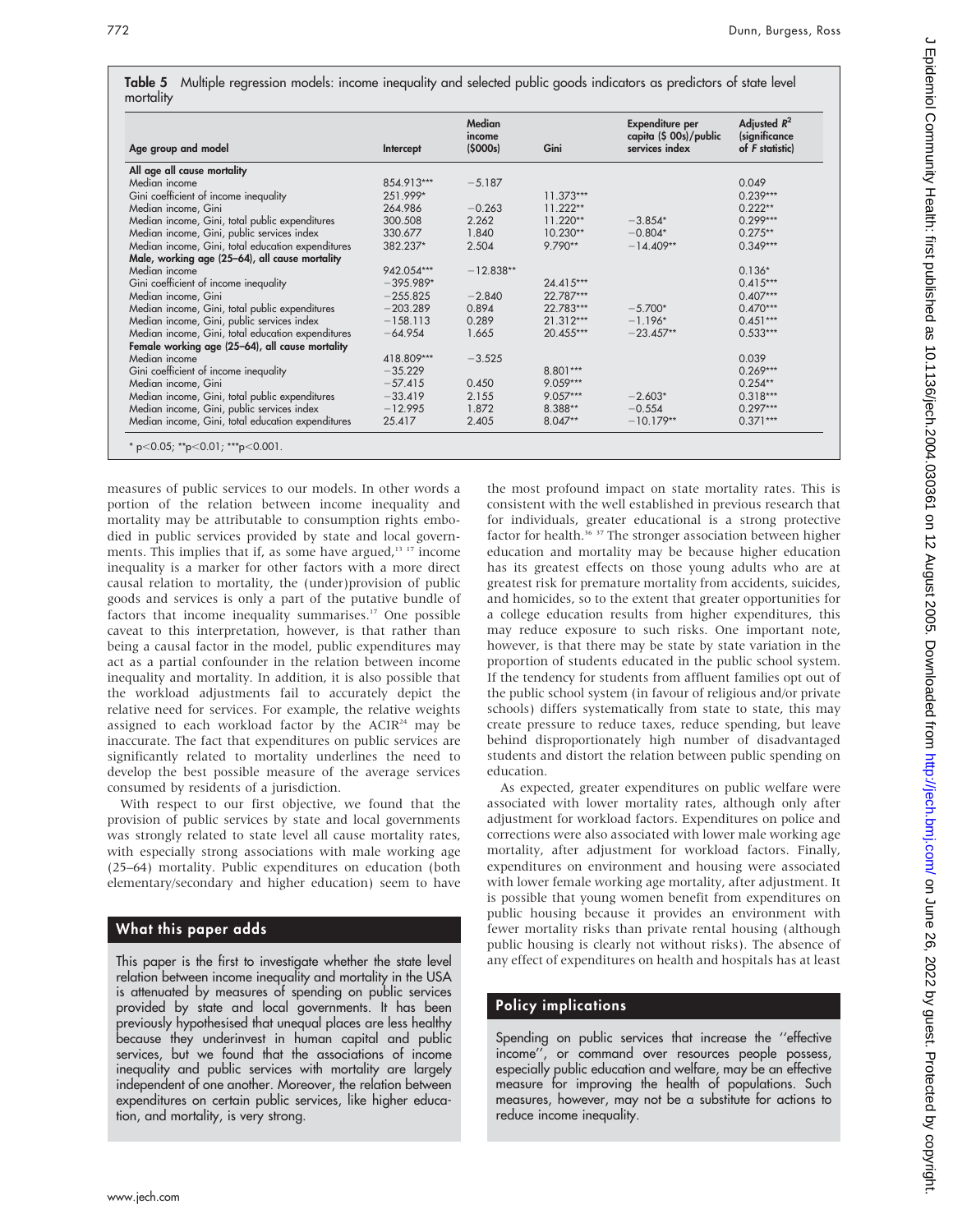**Table 5** Multiple regression models: income inequality and selected public goods indicators as predictors of state level mortality

| Age group and model | Intercept | Median income ($000s) | Gini | Expenditure per capita ($ 00s)/public services index | Adjusted $R^2$ (significance of $F$ statistic) |
|---|---|---|---|---|---|
| **All age all cause mortality** | | | | | |
| Median income | 854.913*** | −5.187 | | | 0.049 |
| Gini coefficient of income inequality | 251.999* | | 11.373*** | | 0.239*** |
| Median income, Gini | 264.986 | −0.263 | 11.222** | | 0.222** |
| Median income, Gini, total public expenditures | 300.508 | 2.262 | 11.220** | −3.854* | 0.299*** |
| Median income, Gini, public services index | 330.677 | 1.840 | 10.230** | −0.804* | 0.275** |
| Median income, Gini, total education expenditures | 382.237* | 2.504 | 9.790** | −14.409** | 0.349*** |
| **Male, working age (25–64), all cause mortality** | | | | | |
| Median income | 942.054*** | −12.838** | | | 0.136* |
| Gini coefficient of income inequality | −395.989* | | 24.415*** | | 0.415*** |
| Median income, Gini | −255.825 | −2.840 | 22.787*** | | 0.407*** |
| Median income, Gini, total public expenditures | −203.289 | 0.894 | 22.783*** | −5.700* | 0.470*** |
| Median income, Gini, public services index | −158.113 | 0.289 | 21.312*** | −1.196* | 0.451*** |
| Median income, Gini, total education expenditures | −64.954 | 1.665 | 20.455*** | −23.457** | 0.533*** |
| **Female working age (25–64), all cause mortality** | | | | | |
| Median income | 418.809*** | −3.525 | | | 0.039 |
| Gini coefficient of income inequality | −35.229 | | 8.801*** | | 0.269*** |
| Median income, Gini | −57.415 | 0.450 | 9.059*** | | 0.254** |
| Median income, Gini, total public expenditures | −33.419 | 2.155 | 9.057*** | −2.603* | 0.318*** |
| Median income, Gini, public services index | −12.995 | 1.872 | 8.388** | −0.554 | 0.297*** |
| Median income, Gini, total education expenditures | 25.417 | 2.405 | 8.047** | −10.179** | 0.371*** |

* $p<0.05$; ** $p<0.01$; *** $p<0.001$.

measures of public services to our models. In other words a portion of the relation between income inequality and mortality may be attributable to consumption rights embodied in public services provided by state and local governments. This implies that if, as some have argued,[13 17] income inequality is a marker for other factors with a more direct causal relation to mortality, the (under)provision of public goods and services is only a part of the putative bundle of factors that income inequality summarises.[17] One possible caveat to this interpretation, however, is that rather than being a causal factor in the model, public expenditures may act as a partial confounder in the relation between income inequality and mortality. In addition, it is also possible that the workload adjustments fail to accurately depict the relative need for services. For example, the relative weights assigned to each workload factor by the ACIR[24] may be inaccurate. The fact that expenditures on public services are significantly related to mortality underlines the need to develop the best possible measure of the average services consumed by residents of a jurisdiction.

With respect to our first objective, we found that the provision of public services by state and local governments was strongly related to state level all cause mortality rates, with especially strong associations with male working age (25–64) mortality. Public expenditures on education (both elementary/secondary and higher education) seem to have the most profound impact on state mortality rates. This is consistent with the well established in previous research that for individuals, greater educational is a strong protective factor for health.[36 37] The stronger association between higher education and mortality may be because higher education has its greatest effects on those young adults who are at greatest risk for premature mortality from accidents, suicides, and homicides, so to the extent that greater opportunities for a college education results from higher expenditures, this may reduce exposure to such risks. One important note, however, is that there may be state by state variation in the proportion of students educated in the public school system. If the tendency for students from affluent families opt out of the public school system (in favour of religious and/or private schools) differs systematically from state to state, this may create pressure to reduce taxes, reduce spending, but leave behind disproportionately high number of disadvantaged students and distort the relation between public spending on education.

As expected, greater expenditures on public welfare were associated with lower mortality rates, although only after adjustment for workload factors. Expenditures on police and corrections were also associated with lower male working age mortality, after adjustment for workload factors. Finally, expenditures on environment and housing were associated with lower female working age mortality, after adjustment. It is possible that young women benefit from expenditures on public housing because it provides an environment with fewer mortality risks than private rental housing (although public housing is clearly not without risks). The absence of any effect of expenditures on health and hospitals has at least

## What this paper adds

This paper is the first to investigate whether the state level relation between income inequality and mortality in the USA is attenuated by measures of spending on public services provided by state and local governments. It has been previously hypothesised that unequal places are less healthy because they underinvest in human capital and public services, but we found that the associations of income inequality and public services with mortality are largely independent of one another. Moreover, the relation between expenditures on certain public services, like higher education, and mortality, is very strong.

## Policy implications

Spending on public services that increase the ''effective income'', or command over resources people possess, especially public education and welfare, may be an effective measure for improving the health of populations. Such measures, however, may not be a substitute for actions to reduce income inequality.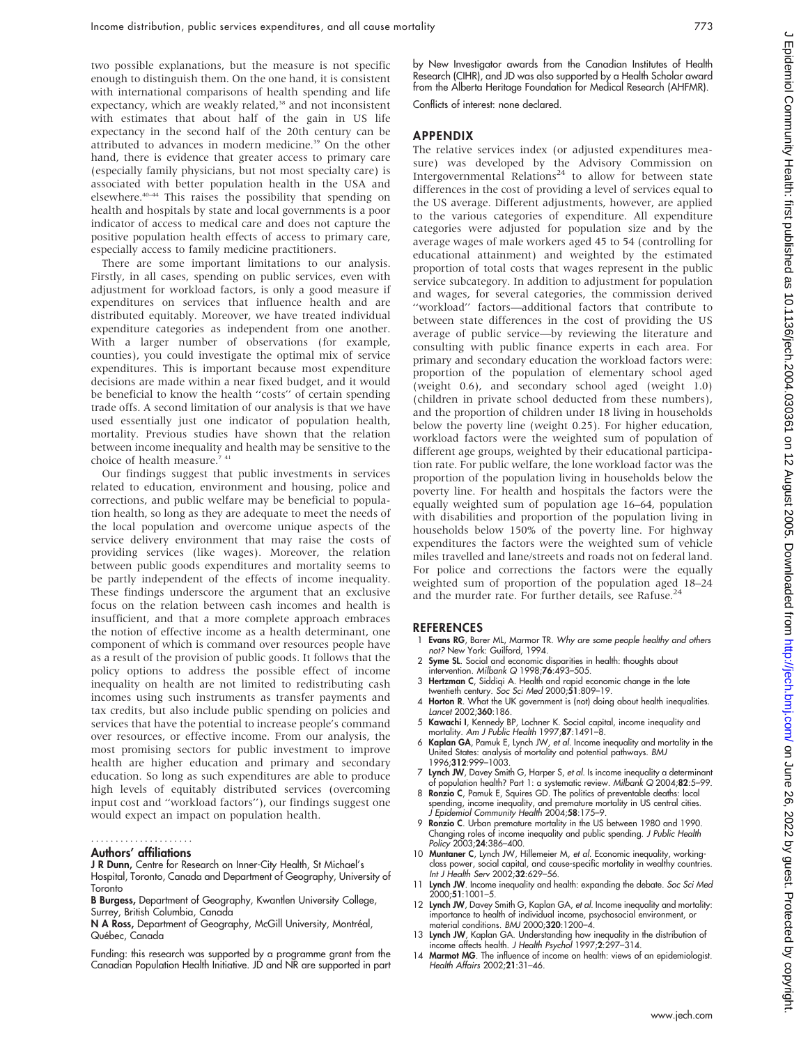two possible explanations, but the measure is not specific enough to distinguish them. On the one hand, it is consistent with international comparisons of health spending and life expectancy, which are weakly related,[38] and not inconsistent with estimates that about half of the gain in US life expectancy in the second half of the 20th century can be attributed to advances in modern medicine.[39] On the other hand, there is evidence that greater access to primary care (especially family physicians, but not most specialty care) is associated with better population health in the USA and elsewhere.[40–44] This raises the possibility that spending on health and hospitals by state and local governments is a poor indicator of access to medical care and does not capture the positive population health effects of access to primary care, especially access to family medicine practitioners.

There are some important limitations to our analysis. Firstly, in all cases, spending on public services, even with adjustment for workload factors, is only a good measure if expenditures on services that influence health and are distributed equitably. Moreover, we have treated individual expenditure categories as independent from one another. With a larger number of observations (for example, counties), you could investigate the optimal mix of service expenditures. This is important because most expenditure decisions are made within a near fixed budget, and it would be beneficial to know the health "costs" of certain spending trade offs. A second limitation of our analysis is that we have used essentially just one indicator of population health, mortality. Previous studies have shown that the relation between income inequality and health may be sensitive to the choice of health measure.[7 41]

Our findings suggest that public investments in services related to education, environment and housing, police and corrections, and public welfare may be beneficial to population health, so long as they are adequate to meet the needs of the local population and overcome unique aspects of the service delivery environment that may raise the costs of providing services (like wages). Moreover, the relation between public goods expenditures and mortality seems to be partly independent of the effects of income inequality. These findings underscore the argument that an exclusive focus on the relation between cash incomes and health is insufficient, and that a more complete approach embraces the notion of effective income as a health determinant, one component of which is command over resources people have as a result of the provision of public goods. It follows that the policy options to address the possible effect of income inequality on health are not limited to redistributing cash incomes using such instruments as transfer payments and tax credits, but also include public spending on policies and services that have the potential to increase people's command over resources, or effective income. From our analysis, the most promising sectors for public investment to improve health are higher education and primary and secondary education. So long as such expenditures are able to produce high levels of equitably distributed services (overcoming input cost and "workload factors"), our findings suggest one would expect an impact on population health.

### Authors' affiliations

**J R Dunn,** Centre for Research on Inner-City Health, St Michael's Hospital, Toronto, Canada and Department of Geography, University of Toronto

**B Burgess,** Department of Geography, Kwantlen University College, Surrey, British Columbia, Canada

**N A Ross,** Department of Geography, McGill University, Montréal, Québec, Canada

Funding: this research was supported by a programme grant from the Canadian Population Health Initiative. JD and NR are supported in part by New Investigator awards from the Canadian Institutes of Health Research (CIHR), and JD was also supported by a Health Scholar award from the Alberta Heritage Foundation for Medical Research (AHFMR).

Conflicts of interest: none declared.

## APPENDIX

The relative services index (or adjusted expenditures measure) was developed by the Advisory Commission on Intergovernmental Relations[24] to allow for between state differences in the cost of providing a level of services equal to the US average. Different adjustments, however, are applied to the various categories of expenditure. All expenditure categories were adjusted for population size and by the average wages of male workers aged 45 to 54 (controlling for educational attainment) and weighted by the estimated proportion of total costs that wages represent in the public service subcategory. In addition to adjustment for population and wages, for several categories, the commission derived "workload" factors—additional factors that contribute to between state differences in the cost of providing the US average of public service—by reviewing the literature and consulting with public finance experts in each area. For primary and secondary education the workload factors were: proportion of the population of elementary school aged (weight 0.6), and secondary school aged (weight 1.0) (children in private school deducted from these numbers), and the proportion of children under 18 living in households below the poverty line (weight 0.25). For higher education, workload factors were the weighted sum of population of different age groups, weighted by their educational participation rate. For public welfare, the lone workload factor was the proportion of the population living in households below the poverty line. For health and hospitals the factors were the equally weighted sum of population age 16–64, population with disabilities and proportion of the population living in households below 150% of the poverty line. For highway expenditures the factors were the weighted sum of vehicle miles travelled and lane/streets and roads not on federal land. For police and corrections the factors were the equally weighted sum of proportion of the population aged 18–24 and the murder rate. For further details, see Rafuse.[24]

## REFERENCES

1. **Evans RG**, Barer ML, Marmor TR. *Why are some people healthy and others not?* New York: Guilford, 1994.
2. **Syme SL**. Social and economic disparities in health: thoughts about intervention. *Milbank Q* 1998;**76**:493–505.
3. **Hertzman C**, Siddiqi A. Health and rapid economic change in the late twentieth century. *Soc Sci Med* 2000;**51**:809–19.
4. **Horton R**. What the UK government is (not) doing about health inequalities. *Lancet* 2002;**360**:186.
5. **Kawachi I**, Kennedy BP, Lochner K. Social capital, income inequality and mortality. *Am J Public Health* 1997;**87**:1491–8.
6. **Kaplan GA**, Pamuk E, Lynch JW, *et al*. Income inequality and mortality in the United States: analysis of mortality and potential pathways. *BMJ* 1996;**312**:999–1003.
7. **Lynch JW**, Davey Smith G, Harper S, *et al*. Is income inequality a determinant of population health? Part 1: a systematic review. *Milbank Q* 2004;**82**:5–99.
8. **Ronzio C**, Pamuk E, Squires GD. The politics of preventable deaths: local spending, income inequality, and premature mortality in US central cities. *J Epidemiol Community Health* 2004;**58**:175–9.
9. **Ronzio C**. Urban premature mortality in the US between 1980 and 1990. Changing roles of income inequality and public spending. *J Public Health Policy* 2003;**24**:386–400.
10. **Muntaner C**, Lynch JW, Hillemeier M, *et al*. Economic inequality, working-class power, social capital, and cause-specific mortality in wealthy countries. *Int J Health Serv* 2002;**32**:629–56.
11. **Lynch JW**. Income inequality and health: expanding the debate. *Soc Sci Med* 2000;**51**:1001–5.
12. **Lynch JW**, Davey Smith G, Kaplan GA, *et al*. Income inequality and mortality: importance to health of individual income, psychosocial environment, or material conditions. *BMJ* 2000;**320**:1200–4.
13. **Lynch JW**, Kaplan GA. Understanding how inequality in the distribution of income affects health. *J Health Psychol* 1997;**2**:297–314.
14. **Marmot MG**. The influence of income on health: views of an epidemiologist. *Health Affairs* 2002;**21**:31–46.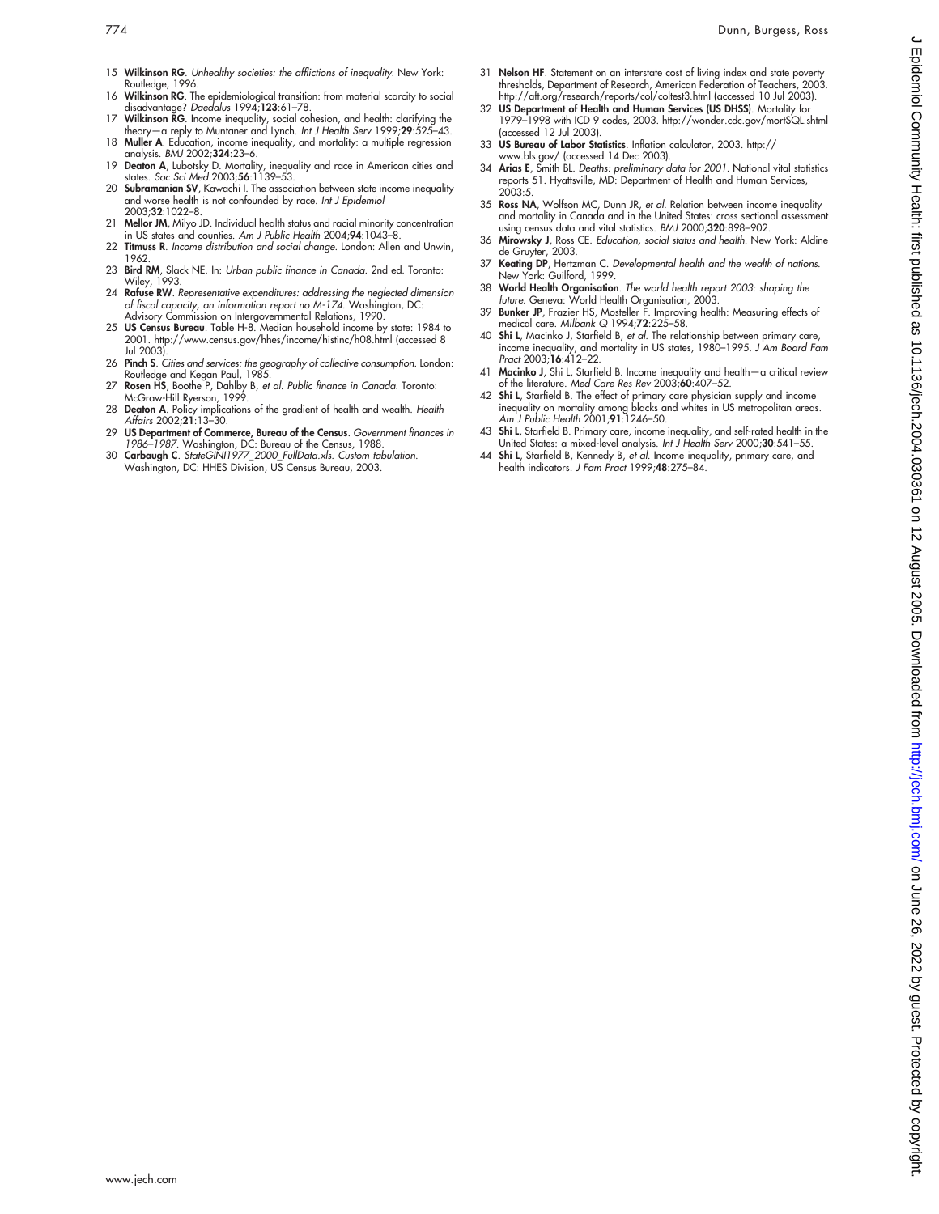15 **Wilkinson RG**. *Unhealthy societies: the afflictions of inequality*. New York: Routledge, 1996.
16 **Wilkinson RG**. The epidemiological transition: from material scarcity to social disadvantage? *Daedalus* 1994;**123**:61–78.
17 **Wilkinson RG**. Income inequality, social cohesion, and health: clarifying the theory—a reply to Muntaner and Lynch. *Int J Health Serv* 1999;**29**:525–43.
18 **Muller A**. Education, income inequality, and mortality: a multiple regression analysis. *BMJ* 2002;**324**:23–6.
19 **Deaton A**, Lubotsky D. Mortality, inequality and race in American cities and states. *Soc Sci Med* 2003;**56**:1139–53.
20 **Subramanian SV**, Kawachi I. The association between state income inequality and worse health is not confounded by race. *Int J Epidemiol* 2003;**32**:1022–8.
21 **Mellor JM**, Milyo JD. Individual health status and racial minority concentration in US states and counties. *Am J Public Health* 2004;**94**:1043–8.
22 **Titmuss R**. *Income distribution and social change*. London: Allen and Unwin, 1962.
23 **Bird RM**, Slack NE. In: *Urban public finance in Canada*. 2nd ed. Toronto: Wiley, 1993.
24 **Rafuse RW**. *Representative expenditures: addressing the neglected dimension of fiscal capacity, an information report no M-174*. Washington, DC: Advisory Commission on Intergovernmental Relations, 1990.
25 **US Census Bureau**. Table H-8. Median household income by state: 1984 to 2001. http://www.census.gov/hhes/income/histinc/h08.html (accessed 8 Jul 2003).
26 **Pinch S**. *Cities and services: the geography of collective consumption*. London: Routledge and Kegan Paul, 1985.
27 **Rosen HS**, Boothe P, Dahlby B, *et al*. *Public finance in Canada*. Toronto: McGraw-Hill Ryerson, 1999.
28 **Deaton A**. Policy implications of the gradient of health and wealth. *Health Affairs* 2002;**21**:13–30.
29 **US Department of Commerce, Bureau of the Census**. *Government finances in 1986–1987*. Washington, DC: Bureau of the Census, 1988.
30 **Carbaugh C**. *StateGINI1977_2000_FullData.xls. Custom tabulation*. Washington, DC: HHES Division, US Census Bureau, 2003.
31 **Nelson HF**. Statement on an interstate cost of living index and state poverty thresholds, Department of Research, American Federation of Teachers, 2003. http://aft.org/research/reports/col/coltest3.html (accessed 10 Jul 2003).
32 **US Department of Health and Human Services (US DHSS)**. Mortality for 1979–1998 with ICD 9 codes, 2003. http://wonder.cdc.gov/mortSQL.shtml (accessed 12 Jul 2003).
33 **US Bureau of Labor Statistics**. Inflation calculator, 2003. http://www.bls.gov/ (accessed 14 Dec 2003).
34 **Arias E**, Smith BL. *Deaths: preliminary data for 2001*. National vital statistics reports 51. Hyattsville, MD: Department of Health and Human Services, 2003:5.
35 **Ross NA**, Wolfson MC, Dunn JR, *et al*. Relation between income inequality and mortality in Canada and in the United States: cross sectional assessment using census data and vital statistics. *BMJ* 2000;**320**:898–902.
36 **Mirowsky J**, Ross CE. *Education, social status and health*. New York: Aldine de Gruyter, 2003.
37 **Keating DP**, Hertzman C. *Developmental health and the wealth of nations*. New York: Guilford, 1999.
38 **World Health Organisation**. *The world health report 2003: shaping the future*. Geneva: World Health Organisation, 2003.
39 **Bunker JP**, Frazier HS, Mosteller F. Improving health: Measuring effects of medical care. *Milbank Q* 1994;**72**:225–58.
40 **Shi L**, Macinko J, Starfield B, *et al*. The relationship between primary care, income inequality, and mortality in US states, 1980–1995. *J Am Board Fam Pract* 2003;**16**:412–22.
41 **Macinko J**, Shi L, Starfield B. Income inequality and health—a critical review of the literature. *Med Care Res Rev* 2003;**60**:407–52.
42 **Shi L**, Starfield B. The effect of primary care physician supply and income inequality on mortality among blacks and whites in US metropolitan areas. *Am J Public Health* 2001;**91**:1246–50.
43 **Shi L**, Starfield B. Primary care, income inequality, and self-rated health in the United States: a mixed-level analysis. *Int J Health Serv* 2000;**30**:541–55.
44 **Shi L**, Starfield B, Kennedy B, *et al*. Income inequality, primary care, and health indicators. *J Fam Pract* 1999;**48**:275–84.